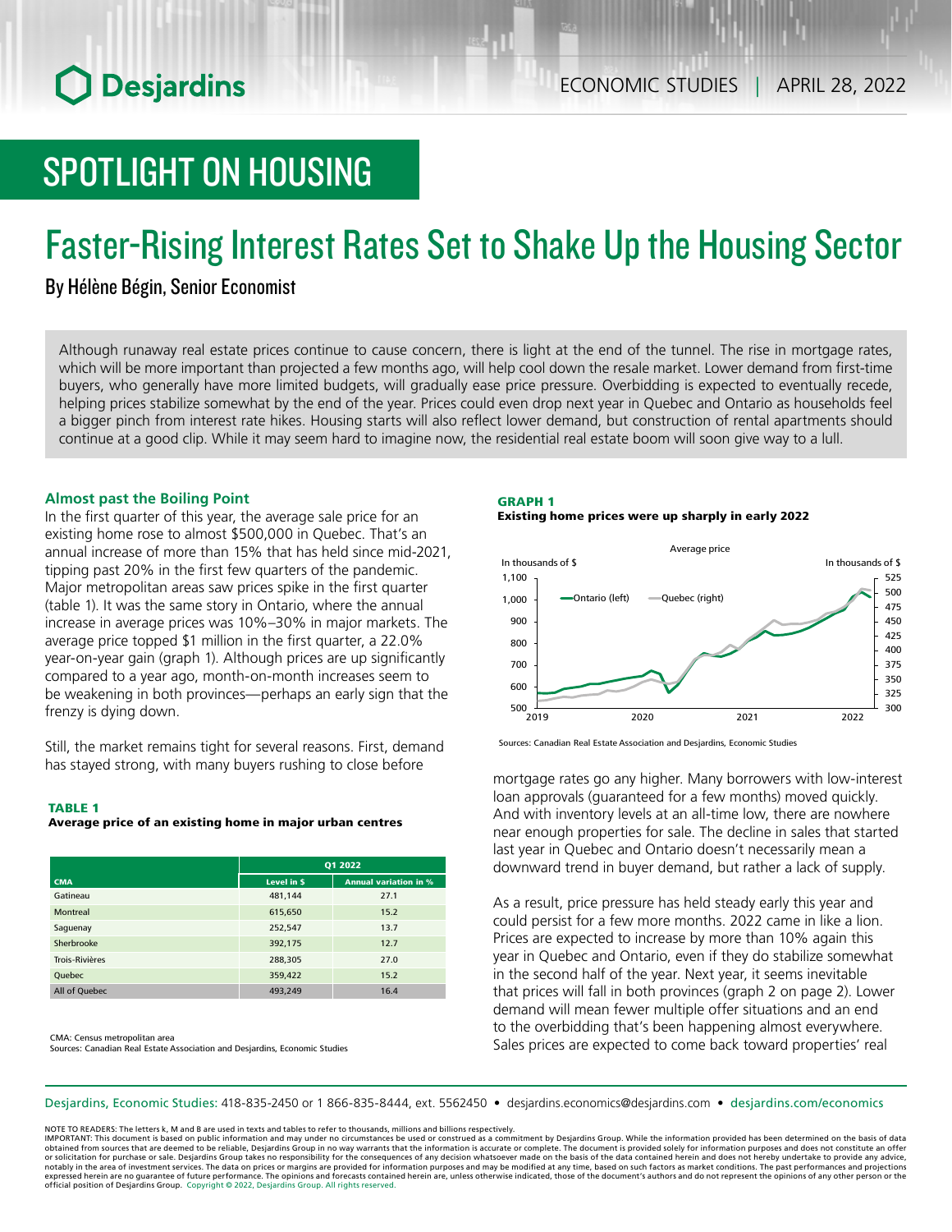# SPOTLIGHT ON HOUSING

# Faster-Rising Interest Rates Set to Shake Up the Housing Sector

By Hélène Bégin, Senior Economist

Although runaway real estate prices continue to cause concern, there is light at the end of the tunnel. The rise in mortgage rates, which will be more important than projected a few months ago, will help cool down the resale market. Lower demand from first-time buyers, who generally have more limited budgets, will gradually ease price pressure. Overbidding is expected to eventually recede, helping prices stabilize somewhat by the end of the year. Prices could even drop next year in Quebec and Ontario as households feel a bigger pinch from interest rate hikes. Housing starts will also reflect lower demand, but construction of rental apartments should continue at a good clip. While it may seem hard to imagine now, the residential real estate boom will soon give way to a lull.

## Almost past the Boiling Point

In the first quarter of this year, the average sale price for an existing home rose to almost $500,000 in Quebec. That's an annual increase of more than 15% that has held since mid-2021, tipping past 20% in the first few quarters of the pandemic. Major metropolitan areas saw prices spike in the first quarter (table 1). It was the same story in Ontario, where the annual increase in average prices was 10%–30% in major markets. The average price topped $1 million in the first quarter, a 22.0% year-on-year gain (graph 1). Although prices are up significantly compared to a year ago, month-on-month increases seem to be weakening in both provinces—perhaps an early sign that the frenzy is dying down.

Still, the market remains tight for several reasons. First, demand has stayed strong, with many buyers rushing to close before mortgage rates go any higher. Many borrowers with low-interest loan approvals (guaranteed for a few months) moved quickly. And with inventory levels at an all-time low, there are nowhere near enough properties for sale. The decline in sales that started last year in Quebec and Ontario doesn't necessarily mean a downward trend in buyer demand, but rather a lack of supply.

**TABLE 1**
**Average price of an existing home in major urban centres**

| | Q1 2022 | |
|---|---|---|
| CMA | Level in $ | Annual variation in % |
| Gatineau | 481,144 | 27.1 |
| Montreal | 615,650 | 15.2 |
| Saguenay | 252,547 | 13.7 |
| Sherbrooke | 392,175 | 12.7 |
| Trois-Rivières | 288,305 | 27.0 |
| Quebec | 359,422 | 15.2 |
| All of Quebec | 493,249 | 16.4 |

CMA: Census metropolitan area
Sources: Canadian Real Estate Association and Desjardins, Economic Studies

**GRAPH 1**
**Existing home prices were up sharply in early 2022**

Sources: Canadian Real Estate Association and Desjardins, Economic Studies

As a result, price pressure has held steady early this year and could persist for a few more months. 2022 came in like a lion. Prices are expected to increase by more than 10% again this year in Quebec and Ontario, even if they do stabilize somewhat in the second half of the year. Next year, it seems inevitable that prices will fall in both provinces (graph 2 on page 2). Lower demand will mean fewer multiple offer situations and an end to the overbidding that's been happening almost everywhere. Sales prices are expected to come back toward properties' real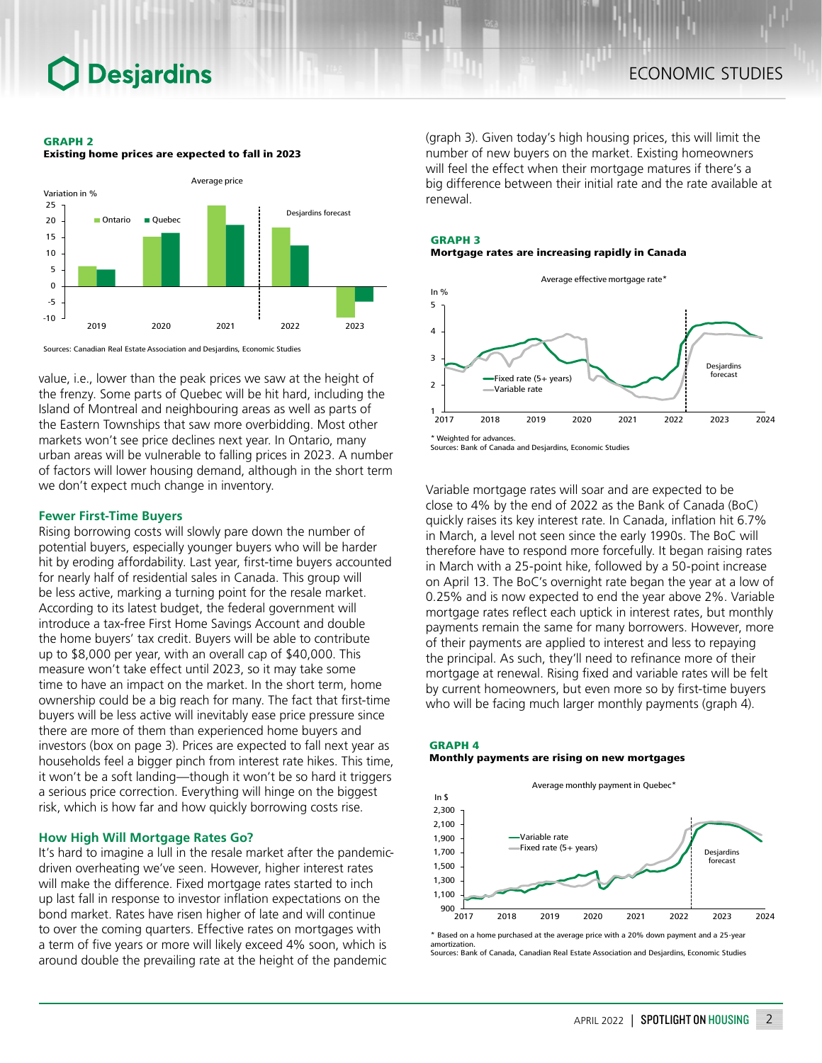**GRAPH 2**
**Existing home prices are expected to fall in 2023**

Sources: Canadian Real Estate Association and Desjardins, Economic Studies

value, i.e., lower than the peak prices we saw at the height of the frenzy. Some parts of Quebec will be hit hard, including the Island of Montreal and neighbouring areas as well as parts of the Eastern Townships that saw more overbidding. Most other markets won't see price declines next year. In Ontario, many urban areas will be vulnerable to falling prices in 2023. A number of factors will lower housing demand, although in the short term we don't expect much change in inventory.

### Fewer First-Time Buyers

Rising borrowing costs will slowly pare down the number of potential buyers, especially younger buyers who will be harder hit by eroding affordability. Last year, first-time buyers accounted for nearly half of residential sales in Canada. This group will be less active, marking a turning point for the resale market. According to its latest budget, the federal government will introduce a tax-free First Home Savings Account and double the home buyers' tax credit. Buyers will be able to contribute up to $8,000 per year, with an overall cap of $40,000. This measure won't take effect until 2023, so it may take some time to have an impact on the market. In the short term, home ownership could be a big reach for many. The fact that first-time buyers will be less active will inevitably ease price pressure since there are more of them than experienced home buyers and investors (box on page 3). Prices are expected to fall next year as households feel a bigger pinch from interest rate hikes. This time, it won't be a soft landing—though it won't be so hard it triggers a serious price correction. Everything will hinge on the biggest risk, which is how far and how quickly borrowing costs rise.

### How High Will Mortgage Rates Go?

It's hard to imagine a lull in the resale market after the pandemic-driven overheating we've seen. However, higher interest rates will make the difference. Fixed mortgage rates started to inch up last fall in response to investor inflation expectations on the bond market. Rates have risen higher of late and will continue to over the coming quarters. Effective rates on mortgages with a term of five years or more will likely exceed 4% soon, which is around double the prevailing rate at the height of the pandemic (graph 3). Given today's high housing prices, this will limit the number of new buyers on the market. Existing homeowners will feel the effect when their mortgage matures if there's a big difference between their initial rate and the rate available at renewal.

**GRAPH 3**
**Mortgage rates are increasing rapidly in Canada**

\* Weighted for advances.
Sources: Bank of Canada and Desjardins, Economic Studies

Variable mortgage rates will soar and are expected to be close to 4% by the end of 2022 as the Bank of Canada (BoC) quickly raises its key interest rate. In Canada, inflation hit 6.7% in March, a level not seen since the early 1990s. The BoC will therefore have to respond more forcefully. It began raising rates in March with a 25-point hike, followed by a 50-point increase on April 13. The BoC's overnight rate began the year at a low of 0.25% and is now expected to end the year above 2%. Variable mortgage rates reflect each uptick in interest rates, but monthly payments remain the same for many borrowers. However, more of their payments are applied to interest and less to repaying the principal. As such, they'll need to refinance more of their mortgage at renewal. Rising fixed and variable rates will be felt by current homeowners, but even more so by first-time buyers who will be facing much larger monthly payments (graph 4).

**GRAPH 4**
**Monthly payments are rising on new mortgages**

\* Based on a home purchased at the average price with a 20% down payment and a 25-year amortization.
Sources: Bank of Canada, Canadian Real Estate Association and Desjardins, Economic Studies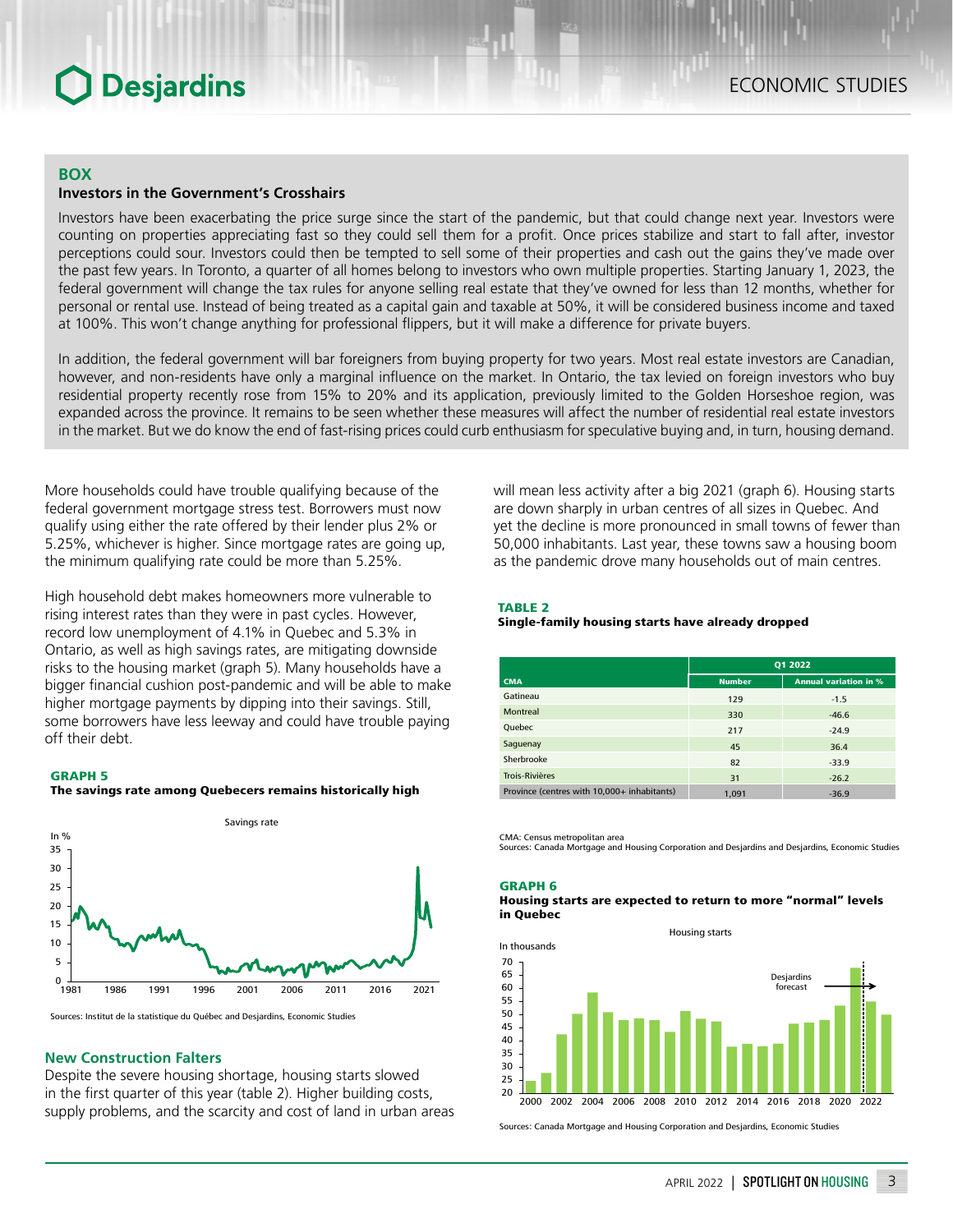## BOX

### Investors in the Government's Crosshairs

Investors have been exacerbating the price surge since the start of the pandemic, but that could change next year. Investors were counting on properties appreciating fast so they could sell them for a profit. Once prices stabilize and start to fall after, investor perceptions could sour. Investors could then be tempted to sell some of their properties and cash out the gains they've made over the past few years. In Toronto, a quarter of all homes belong to investors who own multiple properties. Starting January 1, 2023, the federal government will change the tax rules for anyone selling real estate that they've owned for less than 12 months, whether for personal or rental use. Instead of being treated as a capital gain and taxable at 50%, it will be considered business income and taxed at 100%. This won't change anything for professional flippers, but it will make a difference for private buyers.

In addition, the federal government will bar foreigners from buying property for two years. Most real estate investors are Canadian, however, and non-residents have only a marginal influence on the market. In Ontario, the tax levied on foreign investors who buy residential property recently rose from 15% to 20% and its application, previously limited to the Golden Horseshoe region, was expanded across the province. It remains to be seen whether these measures will affect the number of residential real estate investors in the market. But we do know the end of fast-rising prices could curb enthusiasm for speculative buying and, in turn, housing demand.

More households could have trouble qualifying because of the federal government mortgage stress test. Borrowers must now qualify using either the rate offered by their lender plus 2% or 5.25%, whichever is higher. Since mortgage rates are going up, the minimum qualifying rate could be more than 5.25%.

High household debt makes homeowners more vulnerable to rising interest rates than they were in past cycles. However, record low unemployment of 4.1% in Quebec and 5.3% in Ontario, as well as high savings rates, are mitigating downside risks to the housing market (graph 5). Many households have a bigger financial cushion post-pandemic and will be able to make higher mortgage payments by dipping into their savings. Still, some borrowers have less leeway and could have trouble paying off their debt.

**GRAPH 5**
**The savings rate among Quebecers remains historically high**

Sources: Institut de la statistique du Québec and Desjardins, Economic Studies

### New Construction Falters

Despite the severe housing shortage, housing starts slowed in the first quarter of this year (table 2). Higher building costs, supply problems, and the scarcity and cost of land in urban areas will mean less activity after a big 2021 (graph 6). Housing starts are down sharply in urban centres of all sizes in Quebec. And yet the decline is more pronounced in small towns of fewer than 50,000 inhabitants. Last year, these towns saw a housing boom as the pandemic drove many households out of main centres.

**TABLE 2**
**Single-family housing starts have already dropped**

| | Q1 2022 | |
|---|---|---|
| CMA | Number | Annual variation in % |
| Gatineau | 129 | -1.5 |
| Montreal | 330 | -46.6 |
| Quebec | 217 | -24.9 |
| Saguenay | 45 | 36.4 |
| Sherbrooke | 82 | -33.9 |
| Trois-Rivières | 31 | -26.2 |
| Province (centres with 10,000+ inhabitants) | 1,091 | -36.9 |

CMA: Census metropolitan area
Sources: Canada Mortgage and Housing Corporation and Desjardins and Desjardins, Economic Studies

**GRAPH 6**
**Housing starts are expected to return to more "normal" levels in Quebec**

Sources: Canada Mortgage and Housing Corporation and Desjardins, Economic Studies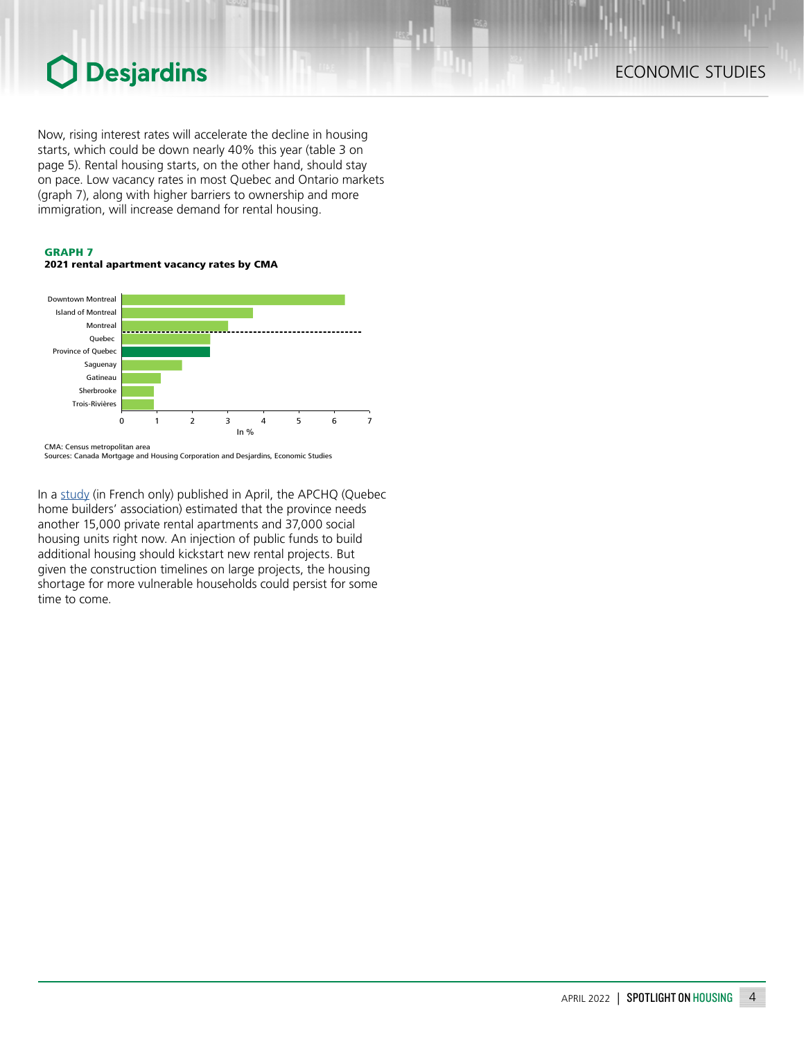Now, rising interest rates will accelerate the decline in housing starts, which could be down nearly 40% this year (table 3 on page 5). Rental housing starts, on the other hand, should stay on pace. Low vacancy rates in most Quebec and Ontario markets (graph 7), along with higher barriers to ownership and more immigration, will increase demand for rental housing.

**GRAPH 7**
**2021 rental apartment vacancy rates by CMA**

Downtown Montreal
Island of Montreal
Montreal
Quebec
Province of Quebec
Saguenay
Gatineau
Sherbrooke
Trois-Rivières

0 1 2 3 4 5 6 7
In %

CMA: Census metropolitan area
Sources: Canada Mortgage and Housing Corporation and Desjardins, Economic Studies

In a study (in French only) published in April, the APCHQ (Quebec home builders' association) estimated that the province needs another 15,000 private rental apartments and 37,000 social housing units right now. An injection of public funds to build additional housing should kickstart new rental projects. But given the construction timelines on large projects, the housing shortage for more vulnerable households could persist for some time to come.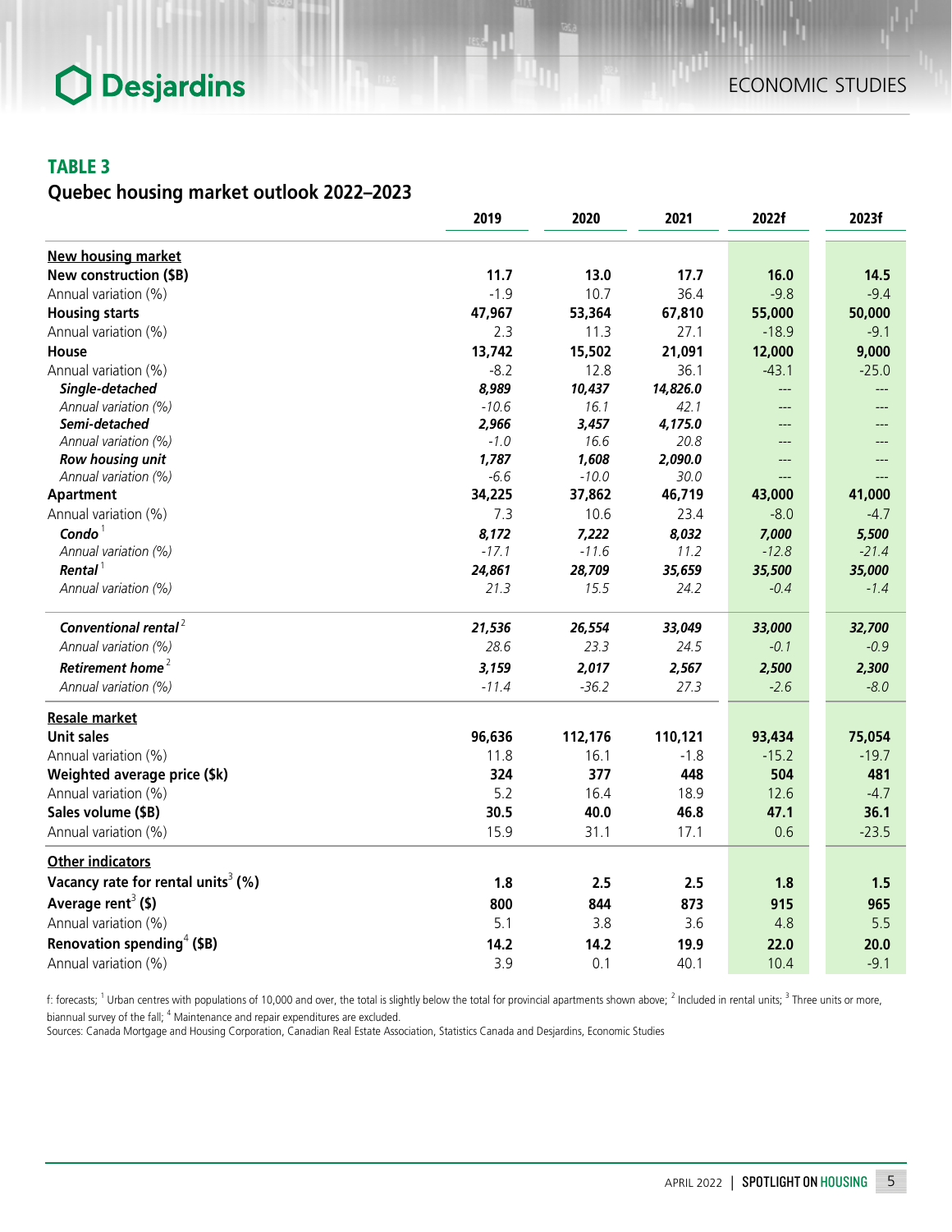## TABLE 3

### Quebec housing market outlook 2022–2023

| | 2019 | 2020 | 2021 | 2022f | 2023f |
|---|---|---|---|---|---|
| <u>New housing market</u> | | | | | |
| **New construction ($B)** | **11.7** | **13.0** | **17.7** | **16.0** | **14.5** |
| Annual variation (%) | -1.9 | 10.7 | 36.4 | -9.8 | -9.4 |
| **Housing starts** | **47,967** | **53,364** | **67,810** | **55,000** | **50,000** |
| Annual variation (%) | 2.3 | 11.3 | 27.1 | -18.9 | -9.1 |
| **House** | **13,742** | **15,502** | **21,091** | **12,000** | **9,000** |
| Annual variation (%) | -8.2 | 12.8 | 36.1 | -43.1 | -25.0 |
| ***Single-detached*** | ***8,989*** | ***10,437*** | ***14,826.0*** | --- | --- |
| *Annual variation (%)* | *-10.6* | *16.1* | *42.1* | --- | --- |
| ***Semi-detached*** | ***2,966*** | ***3,457*** | ***4,175.0*** | --- | --- |
| *Annual variation (%)* | *-1.0* | *16.6* | *20.8* | --- | --- |
| ***Row housing unit*** | ***1,787*** | ***1,608*** | ***2,090.0*** | --- | --- |
| *Annual variation (%)* | *-6.6* | *-10.0* | *30.0* | --- | --- |
| **Apartment** | **34,225** | **37,862** | **46,719** | **43,000** | **41,000** |
| Annual variation (%) | 7.3 | 10.6 | 23.4 | -8.0 | -4.7 |
| ***Condo*** [1] | ***8,172*** | ***7,222*** | ***8,032*** | ***7,000*** | ***5,500*** |
| *Annual variation (%)* | *-17.1* | *-11.6* | *11.2* | *-12.8* | *-21.4* |
| ***Rental*** [1] | ***24,861*** | ***28,709*** | ***35,659*** | ***35,500*** | ***35,000*** |
| *Annual variation (%)* | *21.3* | *15.5* | *24.2* | *-0.4* | *-1.4* |
| ***Conventional rental*** [2] | ***21,536*** | ***26,554*** | ***33,049*** | ***33,000*** | ***32,700*** |
| *Annual variation (%)* | *28.6* | *23.3* | *24.5* | *-0.1* | *-0.9* |
| ***Retirement home*** [2] | ***3,159*** | ***2,017*** | ***2,567*** | ***2,500*** | ***2,300*** |
| *Annual variation (%)* | *-11.4* | *-36.2* | *27.3* | *-2.6* | *-8.0* |
| <u>Resale market</u> | | | | | |
| **Unit sales** | **96,636** | **112,176** | **110,121** | **93,434** | **75,054** |
| Annual variation (%) | 11.8 | 16.1 | -1.8 | -15.2 | -19.7 |
| **Weighted average price ($k)** | **324** | **377** | **448** | **504** | **481** |
| Annual variation (%) | 5.2 | 16.4 | 18.9 | 12.6 | -4.7 |
| **Sales volume ($B)** | **30.5** | **40.0** | **46.8** | **47.1** | **36.1** |
| Annual variation (%) | 15.9 | 31.1 | 17.1 | 0.6 | -23.5 |
| <u>Other indicators</u> | | | | | |
| **Vacancy rate for rental units** [3] **(%)** | **1.8** | **2.5** | **2.5** | **1.8** | **1.5** |
| **Average rent** [3] **($)** | **800** | **844** | **873** | **915** | **965** |
| Annual variation (%) | 5.1 | 3.8 | 3.6 | 4.8 | 5.5 |
| **Renovation spending** [4] **($B)** | **14.2** | **14.2** | **19.9** | **22.0** | **20.0** |
| Annual variation (%) | 3.9 | 0.1 | 40.1 | 10.4 | -9.1 |

f: forecasts; [1] Urban centres with populations of 10,000 and over, the total is slightly below the total for provincial apartments shown above; [2] Included in rental units; [3] Three units or more, biannual survey of the fall; [4] Maintenance and repair expenditures are excluded.
Sources: Canada Mortgage and Housing Corporation, Canadian Real Estate Association, Statistics Canada and Desjardins, Economic Studies